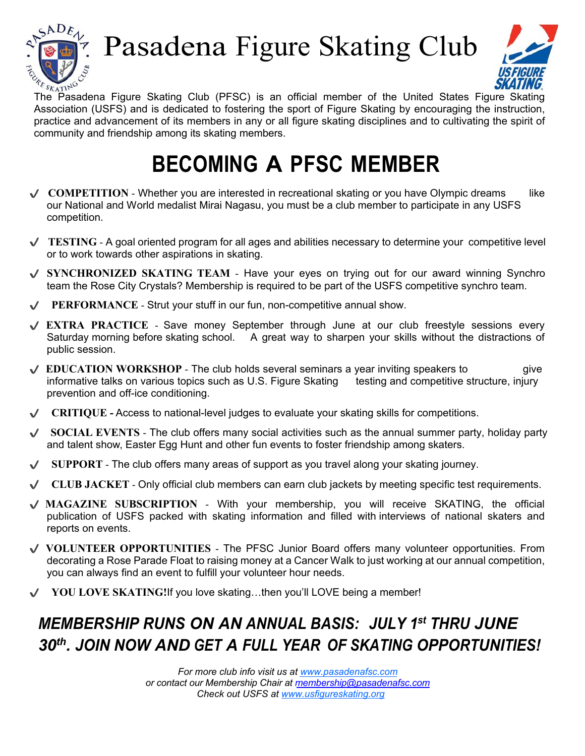# Pasadena Figure Skating Club

The Pasadena Figure Skating Club (PFSC) is an official member of the United States Figure Skating Association (USFS) and is dedicated to fostering the sport of Figure Skating by encouraging the instruction, practice and advancement of its members in any or all figure skating disciplines and to cultivating the spirit of community and friendship among its skating members.

## BECOMING A PFSC MEMBER

- ✓ **COMPETITION** - Whether you are interested in recreational skating or you have Olympic dreams like our National and World medalist Mirai Nagasu, you must be a club member to participate in any USFS competition.
- ✓ **TESTING** - A goal oriented program for all ages and abilities necessary to determine your competitive level or to work towards other aspirations in skating.
- ✓ **SYNCHRONIZED SKATING TEAM** - Have your eyes on trying out for our award winning Synchro team the Rose City Crystals? Membership is required to be part of the USFS competitive synchro team.
- ✓ **PERFORMANCE** - Strut your stuff in our fun, non-competitive annual show.
- ✓ **EXTRA PRACTICE** - Save money September through June at our club freestyle sessions every Saturday morning before skating school. A great way to sharpen your skills without the distractions of public session.
- ✓ **EDUCATION WORKSHOP** - The club holds several seminars a year inviting speakers to give informative talks on various topics such as U.S. Figure Skating testing and competitive structure, injury prevention and off-ice conditioning.
- ✓ **CRITIQUE -** Access to national-level judges to evaluate your skating skills for competitions.
- ✓ **SOCIAL EVENTS** - The club offers many social activities such as the annual summer party, holiday party and talent show, Easter Egg Hunt and other fun events to foster friendship among skaters.
- ✓ **SUPPORT** - The club offers many areas of support as you travel along your skating journey.
- ✓ **CLUB JACKET** - Only official club members can earn club jackets by meeting specific test requirements.
- ✓ **MAGAZINE SUBSCRIPTION** - With your membership, you will receive SKATING, the official publication of USFS packed with skating information and filled with interviews of national skaters and reports on events.
- ✓ **VOLUNTEER OPPORTUNITIES** - The PFSC Junior Board offers many volunteer opportunities. From decorating a Rose Parade Float to raising money at a Cancer Walk to just working at our annual competition, you can always find an event to fulfill your volunteer hour needs.
- ✓ **YOU LOVE SKATING!** If you love skating…then you'll LOVE being a member!

***MEMBERSHIP RUNS ON AN ANNUAL BASIS: JULY 1st THRU JUNE 30th. JOIN NOW AND GET A FULL YEAR OF SKATING OPPORTUNITIES!***

*For more club info visit us at www.pasadenafsc.com*
*or contact our Membership Chair at membership@pasadenafsc.com*
*Check out USFS at www.usfigureskating.org*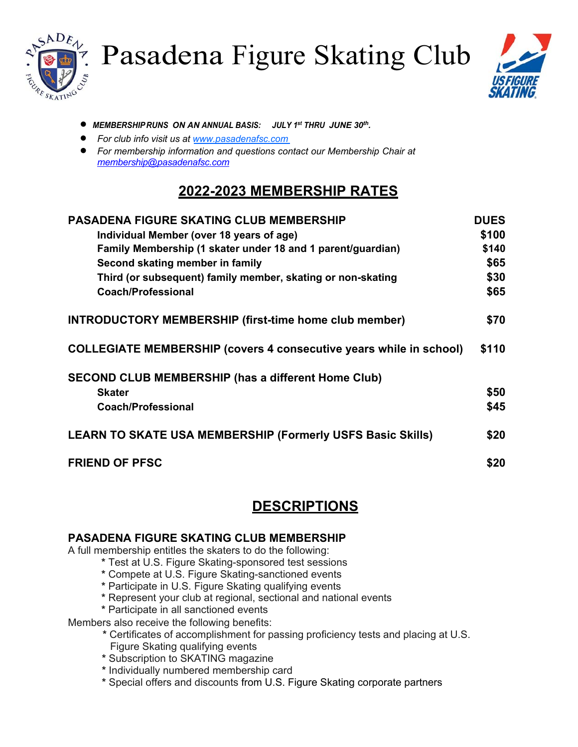# Pasadena Figure Skating Club

- ***MEMBERSHIP RUNS ON AN ANNUAL BASIS: JULY 1st THRU JUNE 30th.***
- *For club info visit us at [www.pasadenafsc.com](www.pasadenafsc.com)*
- *For membership information and questions contact our Membership Chair at [membership@pasadenafsc.com](mailto:membership@pasadenafsc.com)*

## 2022-2023 MEMBERSHIP RATES

| PASADENA FIGURE SKATING CLUB MEMBERSHIP | DUES |
|---|---|
| Individual Member (over 18 years of age) | $100 |
| Family Membership (1 skater under 18 and 1 parent/guardian) | $140 |
| Second skating member in family | $65 |
| Third (or subsequent) family member, skating or non-skating | $30 |
| Coach/Professional | $65 |
| **INTRODUCTORY MEMBERSHIP (first-time home club member)** | $70 |
| **COLLEGIATE MEMBERSHIP (covers 4 consecutive years while in school)** | $110 |
| **SECOND CLUB MEMBERSHIP (has a different Home Club)** | |
| Skater | $50 |
| Coach/Professional | $45 |
| **LEARN TO SKATE USA MEMBERSHIP (Formerly USFS Basic Skills)** | $20 |
| **FRIEND OF PFSC** | $20 |

## DESCRIPTIONS

### PASADENA FIGURE SKATING CLUB MEMBERSHIP

A full membership entitles the skaters to do the following:

* Test at U.S. Figure Skating-sponsored test sessions
* Compete at U.S. Figure Skating-sanctioned events
* Participate in U.S. Figure Skating qualifying events
* Represent your club at regional, sectional and national events
* Participate in all sanctioned events

Members also receive the following benefits:

* Certificates of accomplishment for passing proficiency tests and placing at U.S. Figure Skating qualifying events
* Subscription to SKATING magazine
* Individually numbered membership card
* Special offers and discounts from U.S. Figure Skating corporate partners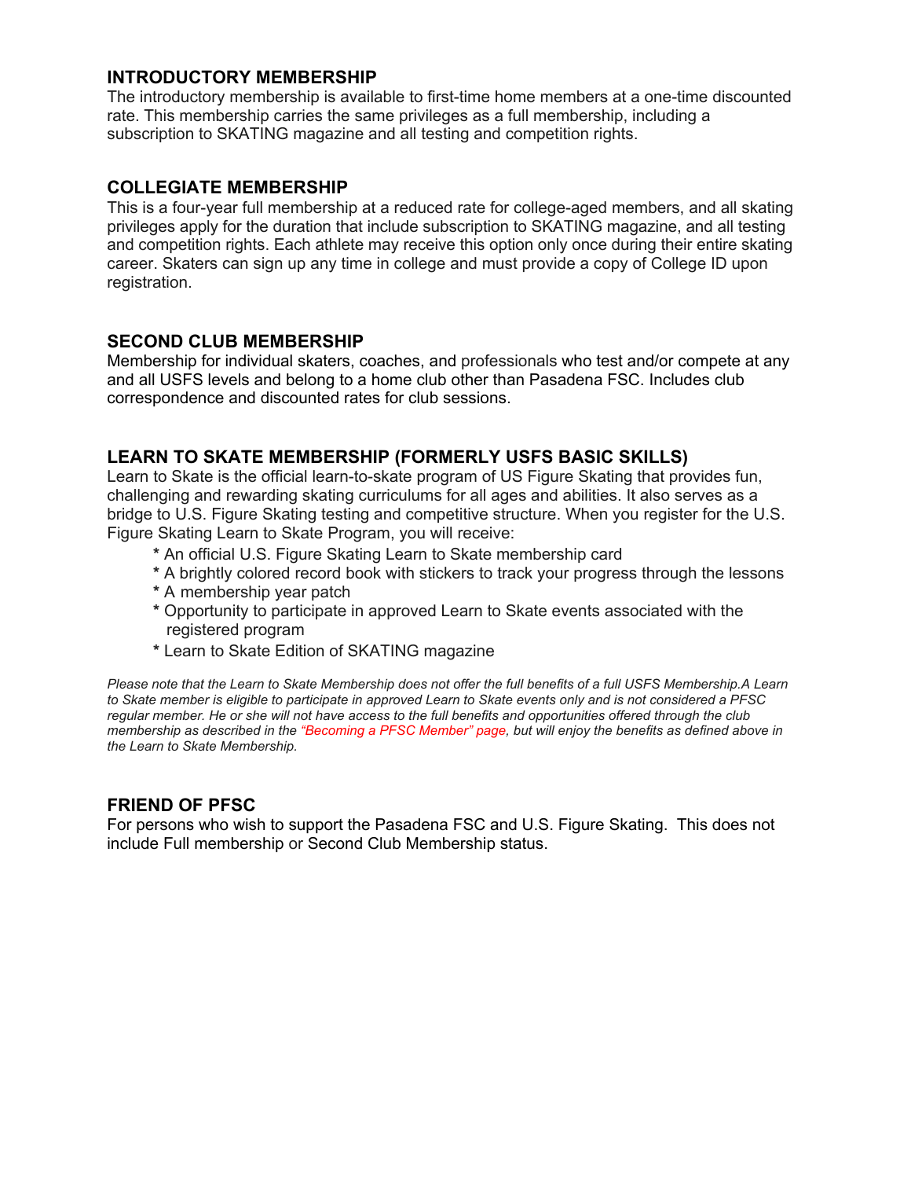## INTRODUCTORY MEMBERSHIP

The introductory membership is available to first-time home members at a one-time discounted rate. This membership carries the same privileges as a full membership, including a subscription to SKATING magazine and all testing and competition rights.

## COLLEGIATE MEMBERSHIP

This is a four-year full membership at a reduced rate for college-aged members, and all skating privileges apply for the duration that include subscription to SKATING magazine, and all testing and competition rights. Each athlete may receive this option only once during their entire skating career. Skaters can sign up any time in college and must provide a copy of College ID upon registration.

## SECOND CLUB MEMBERSHIP

Membership for individual skaters, coaches, and professionals who test and/or compete at any and all USFS levels and belong to a home club other than Pasadena FSC. Includes club correspondence and discounted rates for club sessions.

## LEARN TO SKATE MEMBERSHIP (FORMERLY USFS BASIC SKILLS)

Learn to Skate is the official learn-to-skate program of US Figure Skating that provides fun, challenging and rewarding skating curriculums for all ages and abilities. It also serves as a bridge to U.S. Figure Skating testing and competitive structure. When you register for the U.S. Figure Skating Learn to Skate Program, you will receive:

- An official U.S. Figure Skating Learn to Skate membership card
- A brightly colored record book with stickers to track your progress through the lessons
- A membership year patch
- Opportunity to participate in approved Learn to Skate events associated with the registered program
- Learn to Skate Edition of SKATING magazine

*Please note that the Learn to Skate Membership does not offer the full benefits of a full USFS Membership.A Learn to Skate member is eligible to participate in approved Learn to Skate events only and is not considered a PFSC regular member. He or she will not have access to the full benefits and opportunities offered through the club membership as described in the "Becoming a PFSC Member" page, but will enjoy the benefits as defined above in the Learn to Skate Membership.*

## FRIEND OF PFSC

For persons who wish to support the Pasadena FSC and U.S. Figure Skating. This does not include Full membership or Second Club Membership status.